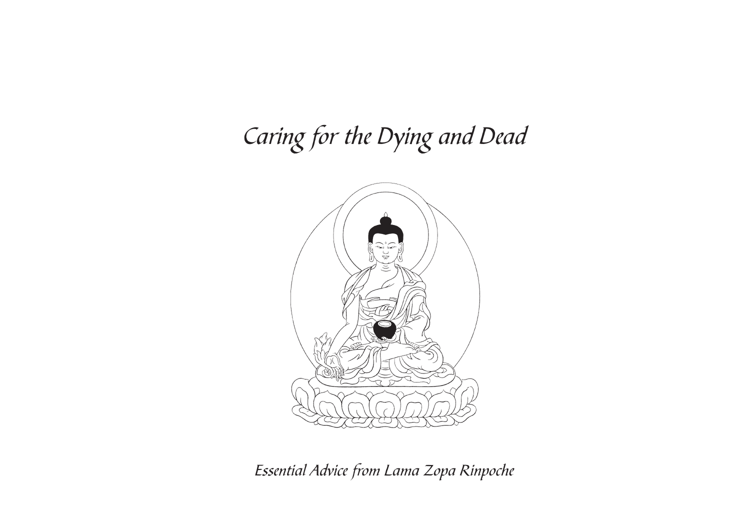# *Caring for the Dying and Dead*

*Essential Advice from Lama Zopa Rinpoche*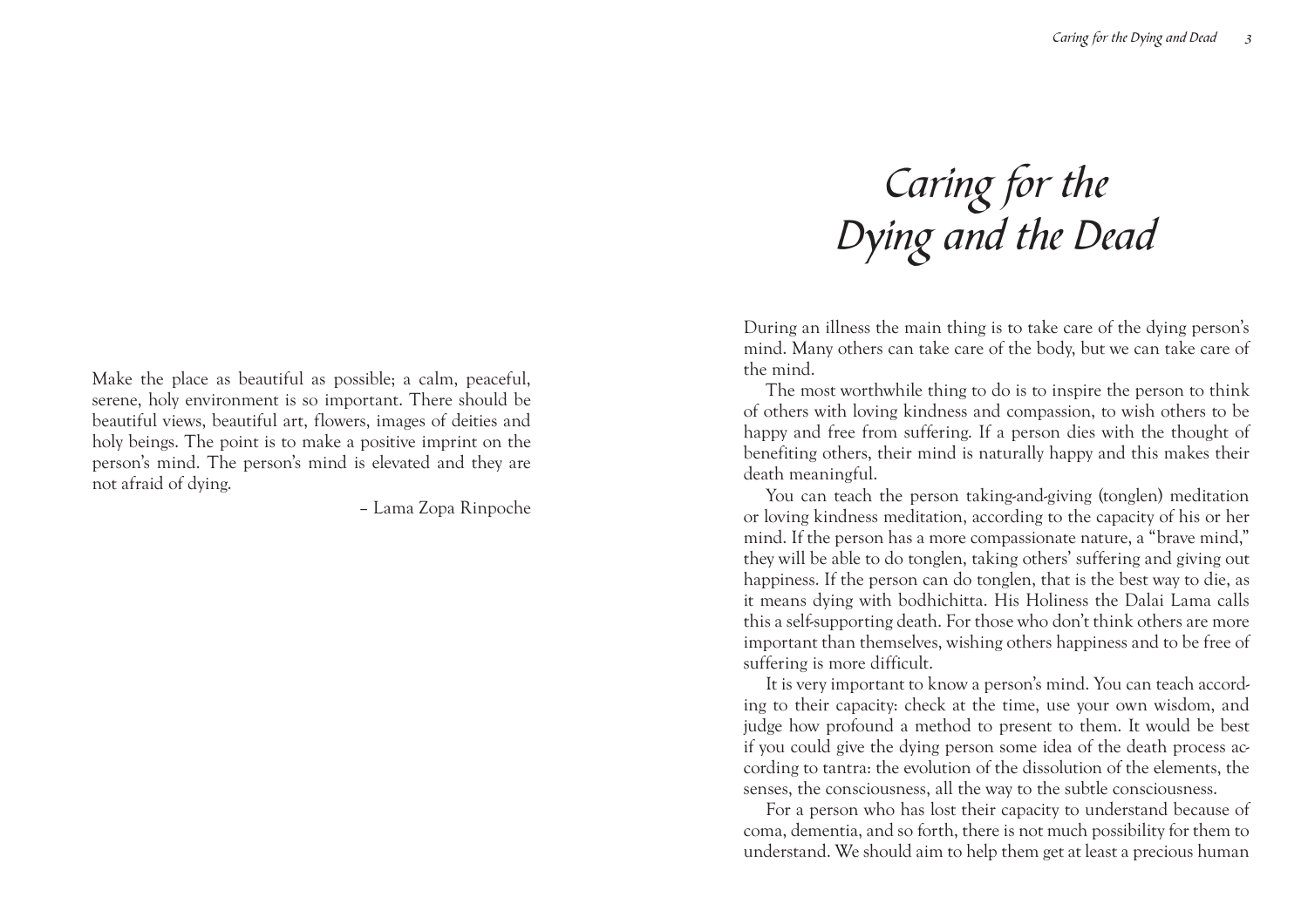> Make the place as beautiful as possible; a calm, peaceful, serene, holy environment is so important. There should be beautiful views, beautiful art, flowers, images of deities and holy beings. The point is to make a positive imprint on the person's mind. The person's mind is elevated and they are not afraid of dying.
>
> – Lama Zopa Rinpoche

# *Caring for the Dying and the Dead*

During an illness the main thing is to take care of the dying person's mind. Many others can take care of the body, but we can take care of the mind.

The most worthwhile thing to do is to inspire the person to think of others with loving kindness and compassion, to wish others to be happy and free from suffering. If a person dies with the thought of benefiting others, their mind is naturally happy and this makes their death meaningful.

You can teach the person taking-and-giving (tonglen) meditation or loving kindness meditation, according to the capacity of his or her mind. If the person has a more compassionate nature, a "brave mind," they will be able to do tonglen, taking others' suffering and giving out happiness. If the person can do tonglen, that is the best way to die, as it means dying with bodhichitta. His Holiness the Dalai Lama calls this a self-supporting death. For those who don't think others are more important than themselves, wishing others happiness and to be free of suffering is more difficult.

It is very important to know a person's mind. You can teach according to their capacity: check at the time, use your own wisdom, and judge how profound a method to present to them. It would be best if you could give the dying person some idea of the death process according to tantra: the evolution of the dissolution of the elements, the senses, the consciousness, all the way to the subtle consciousness.

For a person who has lost their capacity to understand because of coma, dementia, and so forth, there is not much possibility for them to understand. We should aim to help them get at least a precious human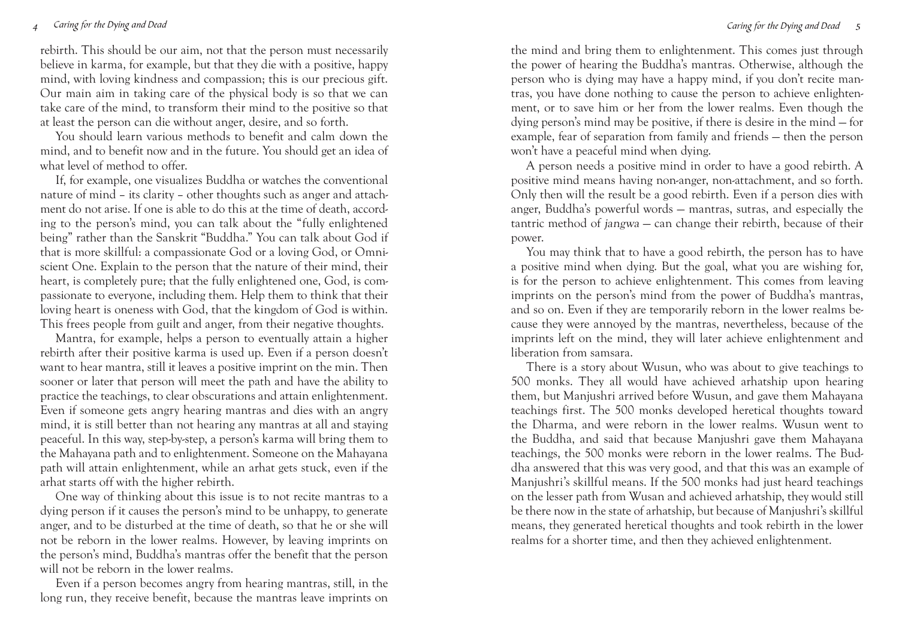rebirth. This should be our aim, not that the person must necessarily believe in karma, for example, but that they die with a positive, happy mind, with loving kindness and compassion; this is our precious gift. Our main aim in taking care of the physical body is so that we can take care of the mind, to transform their mind to the positive so that at least the person can die without anger, desire, and so forth.

You should learn various methods to benefit and calm down the mind, and to benefit now and in the future. You should get an idea of what level of method to offer.

If, for example, one visualizes Buddha or watches the conventional nature of mind – its clarity – other thoughts such as anger and attachment do not arise. If one is able to do this at the time of death, according to the person's mind, you can talk about the "fully enlightened being" rather than the Sanskrit "Buddha." You can talk about God if that is more skillful: a compassionate God or a loving God, or Omniscient One. Explain to the person that the nature of their mind, their heart, is completely pure; that the fully enlightened one, God, is compassionate to everyone, including them. Help them to think that their loving heart is oneness with God, that the kingdom of God is within. This frees people from guilt and anger, from their negative thoughts.

Mantra, for example, helps a person to eventually attain a higher rebirth after their positive karma is used up. Even if a person doesn't want to hear mantra, still it leaves a positive imprint on the min. Then sooner or later that person will meet the path and have the ability to practice the teachings, to clear obscurations and attain enlightenment. Even if someone gets angry hearing mantras and dies with an angry mind, it is still better than not hearing any mantras at all and staying peaceful. In this way, step-by-step, a person's karma will bring them to the Mahayana path and to enlightenment. Someone on the Mahayana path will attain enlightenment, while an arhat gets stuck, even if the arhat starts off with the higher rebirth.

One way of thinking about this issue is to not recite mantras to a dying person if it causes the person's mind to be unhappy, to generate anger, and to be disturbed at the time of death, so that he or she will not be reborn in the lower realms. However, by leaving imprints on the person's mind, Buddha's mantras offer the benefit that the person will not be reborn in the lower realms.

Even if a person becomes angry from hearing mantras, still, in the long run, they receive benefit, because the mantras leave imprints on the mind and bring them to enlightenment. This comes just through the power of hearing the Buddha's mantras. Otherwise, although the person who is dying may have a happy mind, if you don't recite mantras, you have done nothing to cause the person to achieve enlightenment, or to save him or her from the lower realms. Even though the dying person's mind may be positive, if there is desire in the mind — for example, fear of separation from family and friends — then the person won't have a peaceful mind when dying.

A person needs a positive mind in order to have a good rebirth. A positive mind means having non-anger, non-attachment, and so forth. Only then will the result be a good rebirth. Even if a person dies with anger, Buddha's powerful words — mantras, sutras, and especially the tantric method of *jangwa* — can change their rebirth, because of their power.

You may think that to have a good rebirth, the person has to have a positive mind when dying. But the goal, what you are wishing for, is for the person to achieve enlightenment. This comes from leaving imprints on the person's mind from the power of Buddha's mantras, and so on. Even if they are temporarily reborn in the lower realms because they were annoyed by the mantras, nevertheless, because of the imprints left on the mind, they will later achieve enlightenment and liberation from samsara.

There is a story about Wusun, who was about to give teachings to 500 monks. They all would have achieved arhatship upon hearing them, but Manjushri arrived before Wusun, and gave them Mahayana teachings first. The 500 monks developed heretical thoughts toward the Dharma, and were reborn in the lower realms. Wusun went to the Buddha, and said that because Manjushri gave them Mahayana teachings, the 500 monks were reborn in the lower realms. The Buddha answered that this was very good, and that this was an example of Manjushri's skillful means. If the 500 monks had just heard teachings on the lesser path from Wusan and achieved arhatship, they would still be there now in the state of arhatship, but because of Manjushri's skillful means, they generated heretical thoughts and took rebirth in the lower realms for a shorter time, and then they achieved enlightenment.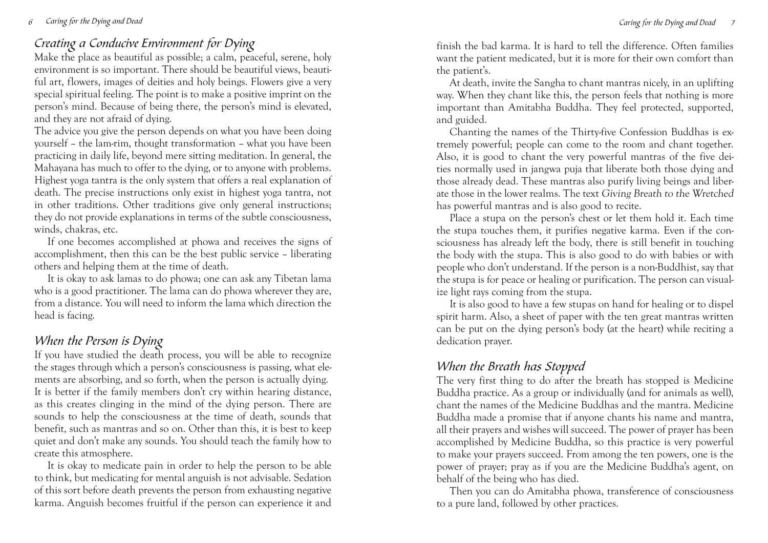## Creating a Conducive Environment for Dying

Make the place as beautiful as possible; a calm, peaceful, serene, holy environment is so important. There should be beautiful views, beautiful art, flowers, images of deities and holy beings. Flowers give a very special spiritual feeling. The point is to make a positive imprint on the person's mind. Because of being there, the person's mind is elevated, and they are not afraid of dying.

The advice you give the person depends on what you have been doing yourself – the lam-rim, thought transformation – what you have been practicing in daily life, beyond mere sitting meditation. In general, the Mahayana has much to offer to the dying, or to anyone with problems. Highest yoga tantra is the only system that offers a real explanation of death. The precise instructions only exist in highest yoga tantra, not in other traditions. Other traditions give only general instructions; they do not provide explanations in terms of the subtle consciousness, winds, chakras, etc.

If one becomes accomplished at phowa and receives the signs of accomplishment, then this can be the best public service – liberating others and helping them at the time of death.

It is okay to ask lamas to do phowa; one can ask any Tibetan lama who is a good practitioner. The lama can do phowa wherever they are, from a distance. You will need to inform the lama which direction the head is facing.

## When the Person is Dying

If you have studied the death process, you will be able to recognize the stages through which a person's consciousness is passing, what elements are absorbing, and so forth, when the person is actually dying.

It is better if the family members don't cry within hearing distance, as this creates clinging in the mind of the dying person. There are sounds to help the consciousness at the time of death, sounds that benefit, such as mantras and so on. Other than this, it is best to keep quiet and don't make any sounds. You should teach the family how to create this atmosphere.

It is okay to medicate pain in order to help the person to be able to think, but medicating for mental anguish is not advisable. Sedation of this sort before death prevents the person from exhausting negative karma. Anguish becomes fruitful if the person can experience it and finish the bad karma. It is hard to tell the difference. Often families want the patient medicated, but it is more for their own comfort than the patient's.

At death, invite the Sangha to chant mantras nicely, in an uplifting way. When they chant like this, the person feels that nothing is more important than Amitabha Buddha. They feel protected, supported, and guided.

Chanting the names of the Thirty-five Confession Buddhas is extremely powerful; people can come to the room and chant together. Also, it is good to chant the very powerful mantras of the five deities normally used in jangwa puja that liberate both those dying and those already dead. These mantras also purify living beings and liberate those in the lower realms. The text *Giving Breath to the Wretched* has powerful mantras and is also good to recite.

Place a stupa on the person's chest or let them hold it. Each time the stupa touches them, it purifies negative karma. Even if the consciousness has already left the body, there is still benefit in touching the body with the stupa. This is also good to do with babies or with people who don't understand. If the person is a non-Buddhist, say that the stupa is for peace or healing or purification. The person can visualize light rays coming from the stupa.

It is also good to have a few stupas on hand for healing or to dispel spirit harm. Also, a sheet of paper with the ten great mantras written can be put on the dying person's body (at the heart) while reciting a dedication prayer.

## When the Breath has Stopped

The very first thing to do after the breath has stopped is Medicine Buddha practice. As a group or individually (and for animals as well), chant the names of the Medicine Buddhas and the mantra. Medicine Buddha made a promise that if anyone chants his name and mantra, all their prayers and wishes will succeed. The power of prayer has been accomplished by Medicine Buddha, so this practice is very powerful to make your prayers succeed. From among the ten powers, one is the power of prayer; pray as if you are the Medicine Buddha's agent, on behalf of the being who has died.

Then you can do Amitabha phowa, transference of consciousness to a pure land, followed by other practices.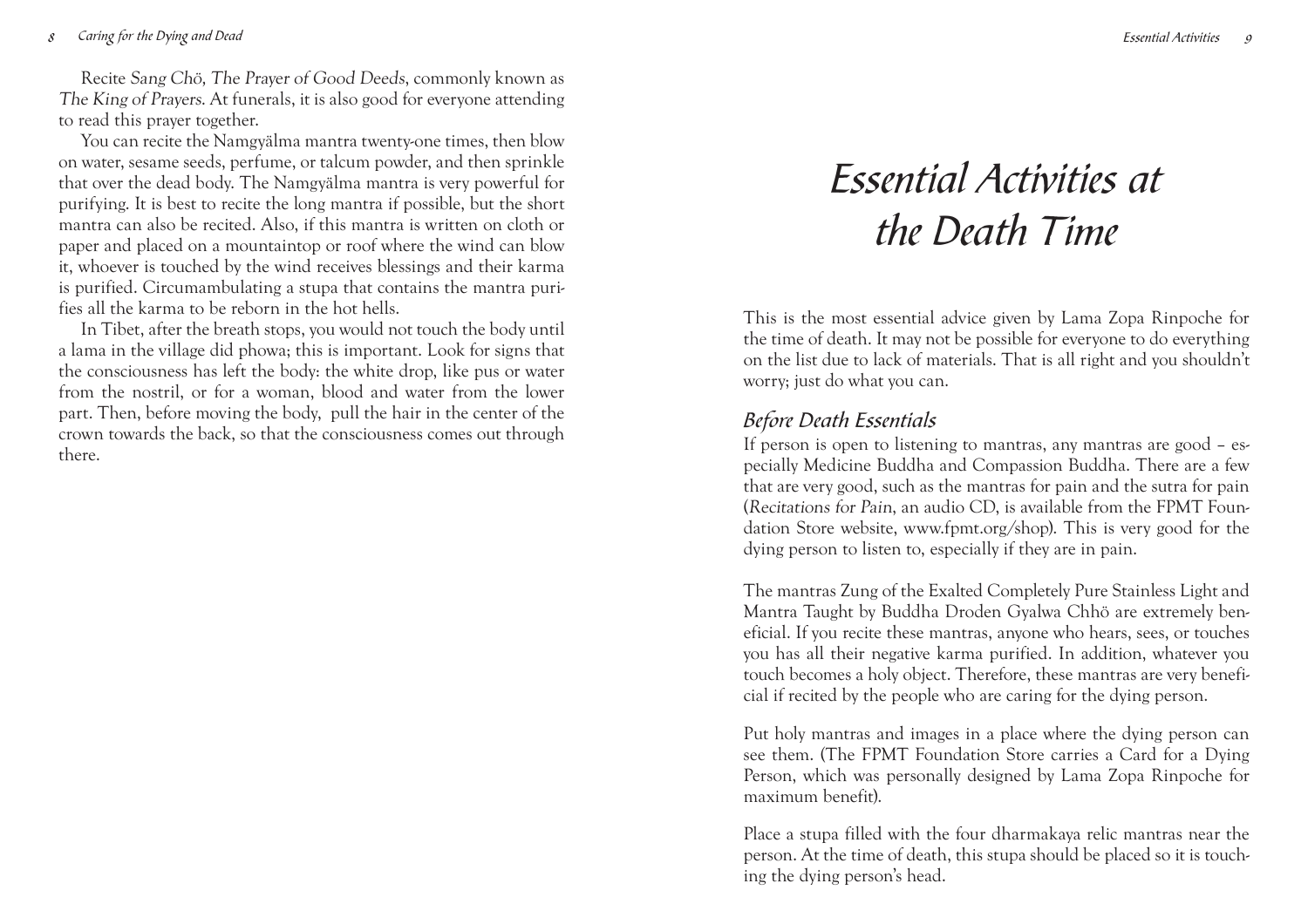Recite *Sang Chö, The Prayer of Good Deeds*, commonly known as *The King of Prayers*. At funerals, it is also good for everyone attending to read this prayer together.

You can recite the Namgyälma mantra twenty-one times, then blow on water, sesame seeds, perfume, or talcum powder, and then sprinkle that over the dead body. The Namgyälma mantra is very powerful for purifying. It is best to recite the long mantra if possible, but the short mantra can also be recited. Also, if this mantra is written on cloth or paper and placed on a mountaintop or roof where the wind can blow it, whoever is touched by the wind receives blessings and their karma is purified. Circumambulating a stupa that contains the mantra purifies all the karma to be reborn in the hot hells.

In Tibet, after the breath stops, you would not touch the body until a lama in the village did phowa; this is important. Look for signs that the consciousness has left the body: the white drop, like pus or water from the nostril, or for a woman, blood and water from the lower part. Then, before moving the body, pull the hair in the center of the crown towards the back, so that the consciousness comes out through there.

# *Essential Activities at the Death Time*

This is the most essential advice given by Lama Zopa Rinpoche for the time of death. It may not be possible for everyone to do everything on the list due to lack of materials. That is all right and you shouldn't worry; just do what you can.

## *Before Death Essentials*

If person is open to listening to mantras, any mantras are good – especially Medicine Buddha and Compassion Buddha. There are a few that are very good, such as the mantras for pain and the sutra for pain (*Recitations for Pain*, an audio CD, is available from the FPMT Foundation Store website, www.fpmt.org/shop). This is very good for the dying person to listen to, especially if they are in pain.

The mantras Zung of the Exalted Completely Pure Stainless Light and Mantra Taught by Buddha Droden Gyalwa Chhö are extremely beneficial. If you recite these mantras, anyone who hears, sees, or touches you has all their negative karma purified. In addition, whatever you touch becomes a holy object. Therefore, these mantras are very beneficial if recited by the people who are caring for the dying person.

Put holy mantras and images in a place where the dying person can see them. (The FPMT Foundation Store carries a Card for a Dying Person, which was personally designed by Lama Zopa Rinpoche for maximum benefit).

Place a stupa filled with the four dharmakaya relic mantras near the person. At the time of death, this stupa should be placed so it is touching the dying person's head.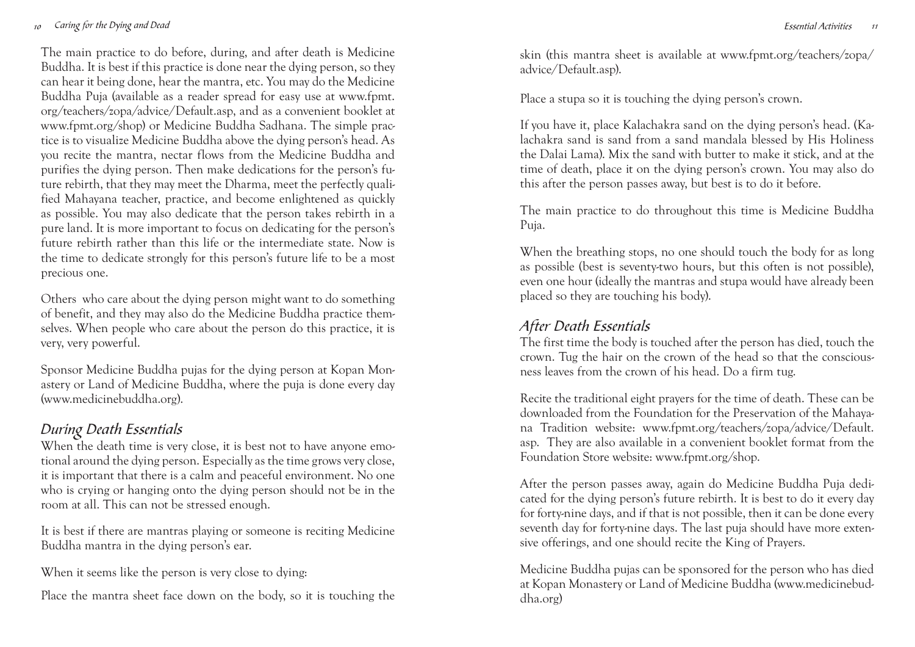The main practice to do before, during, and after death is Medicine Buddha. It is best if this practice is done near the dying person, so they can hear it being done, hear the mantra, etc. You may do the Medicine Buddha Puja (available as a reader spread for easy use at www.fpmt.org/teachers/zopa/advice/Default.asp, and as a convenient booklet at www.fpmt.org/shop) or Medicine Buddha Sadhana. The simple practice is to visualize Medicine Buddha above the dying person's head. As you recite the mantra, nectar flows from the Medicine Buddha and purifies the dying person. Then make dedications for the person's future rebirth, that they may meet the Dharma, meet the perfectly qualified Mahayana teacher, practice, and become enlightened as quickly as possible. You may also dedicate that the person takes rebirth in a pure land. It is more important to focus on dedicating for the person's future rebirth rather than this life or the intermediate state. Now is the time to dedicate strongly for this person's future life to be a most precious one.

Others who care about the dying person might want to do something of benefit, and they may also do the Medicine Buddha practice themselves. When people who care about the person do this practice, it is very, very powerful.

Sponsor Medicine Buddha pujas for the dying person at Kopan Monastery or Land of Medicine Buddha, where the puja is done every day (www.medicinebuddha.org).

## *During Death Essentials*

When the death time is very close, it is best not to have anyone emotional around the dying person. Especially as the time grows very close, it is important that there is a calm and peaceful environment. No one who is crying or hanging onto the dying person should not be in the room at all. This can not be stressed enough.

It is best if there are mantras playing or someone is reciting Medicine Buddha mantra in the dying person's ear.

When it seems like the person is very close to dying:

Place the mantra sheet face down on the body, so it is touching the skin (this mantra sheet is available at www.fpmt.org/teachers/zopa/advice/Default.asp).

Place a stupa so it is touching the dying person's crown.

If you have it, place Kalachakra sand on the dying person's head. (Kalachakra sand is sand from a sand mandala blessed by His Holiness the Dalai Lama). Mix the sand with butter to make it stick, and at the time of death, place it on the dying person's crown. You may also do this after the person passes away, but best is to do it before.

The main practice to do throughout this time is Medicine Buddha Puja.

When the breathing stops, no one should touch the body for as long as possible (best is seventy-two hours, but this often is not possible), even one hour (ideally the mantras and stupa would have already been placed so they are touching his body).

## *After Death Essentials*

The first time the body is touched after the person has died, touch the crown. Tug the hair on the crown of the head so that the consciousness leaves from the crown of his head. Do a firm tug.

Recite the traditional eight prayers for the time of death. These can be downloaded from the Foundation for the Preservation of the Mahayana Tradition website: www.fpmt.org/teachers/zopa/advice/Default.asp. They are also available in a convenient booklet format from the Foundation Store website: www.fpmt.org/shop.

After the person passes away, again do Medicine Buddha Puja dedicated for the dying person's future rebirth. It is best to do it every day for forty-nine days, and if that is not possible, then it can be done every seventh day for forty-nine days. The last puja should have more extensive offerings, and one should recite the King of Prayers.

Medicine Buddha pujas can be sponsored for the person who has died at Kopan Monastery or Land of Medicine Buddha (www.medicinebuddha.org)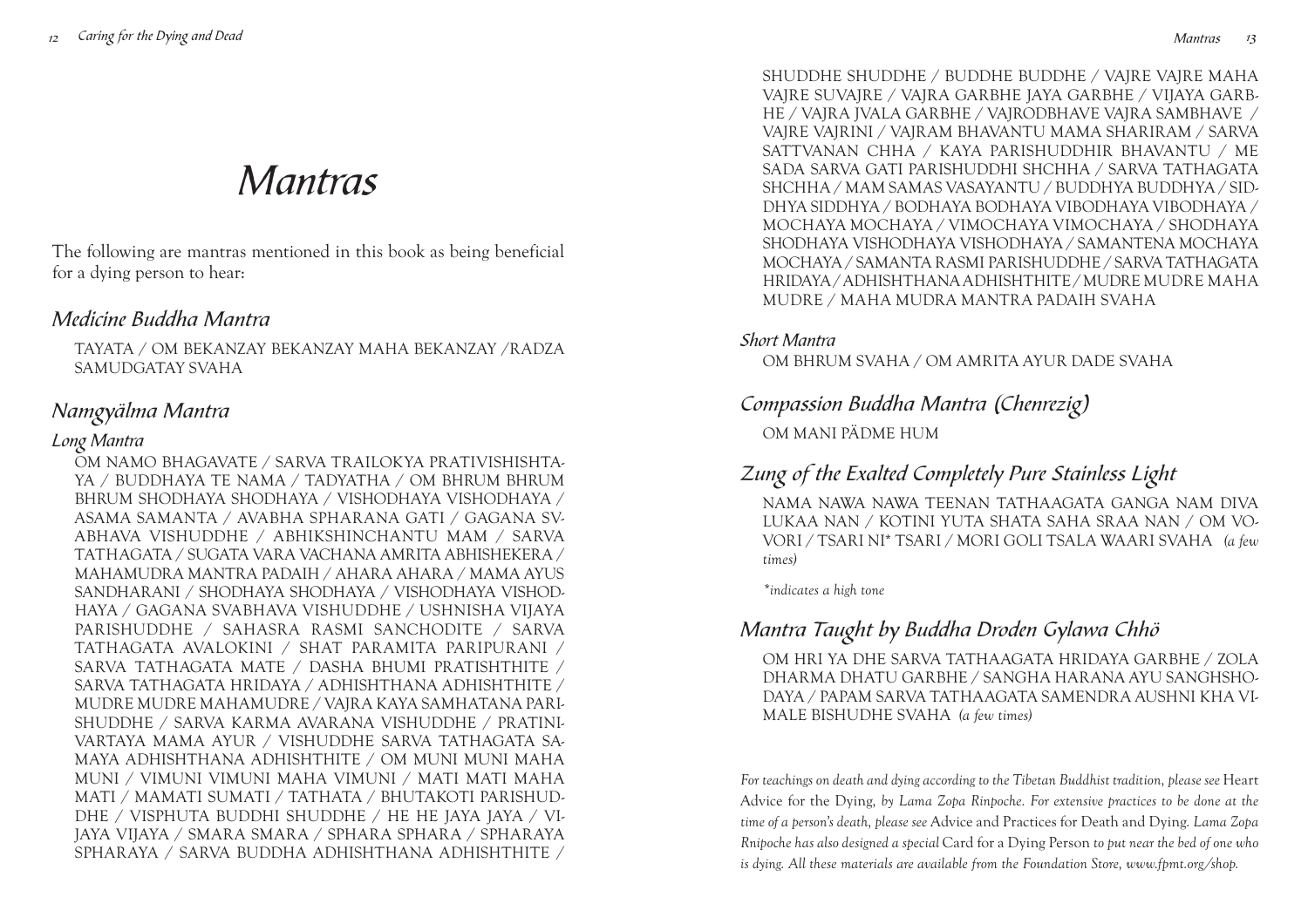# Mantras

The following are mantras mentioned in this book as being beneficial for a dying person to hear:

## Medicine Buddha Mantra

TAYATA / OM BEKANZAY BEKANZAY MAHA BEKANZAY /RADZA SAMUDGATAY SVAHA

## Namgyälma Mantra

### Long Mantra

OM NAMO BHAGAVATE / SARVA TRAILOKYA PRATIVISHISHTAYA / BUDDHAYA TE NAMA / TADYATHA / OM BHRUM BHRUM BHRUM SHODHAYA SHODHAYA / VISHODHAYA VISHODHAYA / ASAMA SAMANTA / AVABHA SPHARANA GATI / GAGANA SVABHAVA VISHUDDHE / ABHIKSHINCHANTU MAM / SARVA TATHAGATA / SUGATA VARA VACHANA AMRITA ABHISHEKERA / MAHAMUDRA MANTRA PADAIH / AHARA AHARA / MAMA AYUS SANDHARANI / SHODHAYA SHODHAYA / VISHODHAYA VISHODHAYA / GAGANA SVABHAVA VISHUDDHE / USHNISHA VIJAYA PARISHUDDHE / SAHASRA RASMI SANCHODITE / SARVA TATHAGATA AVALOKINI / SHAT PARAMITA PARIPURANI / SARVA TATHAGATA MATE / DASHA BHUMI PRATISHTHITE / SARVA TATHAGATA HRIDAYA / ADHISHTHANA ADHISHTHITE / MUDRE MUDRE MAHAMUDRE / VAJRA KAYA SAMHATANA PARISHUDDHE / SARVA KARMA AVARANA VISHUDDHE / PRATINIVARTAYA MAMA AYUR / VISHUDDHE SARVA TATHAGATA SAMAYA ADHISHTHANA ADHISHTHITE / OM MUNI MUNI MAHA MUNI / VIMUNI VIMUNI MAHA VIMUNI / MATI MATI MAHA MATI / MAMATI SUMATI / TATHATA / BHUTAKOTI PARISHUDDHE / VISPHUTA BUDDHI SHUDDHE / HE HE JAYA JAYA / VIJAYA VIJAYA / SMARA SMARA / SPHARA SPHARA / SPHARAYA SPHARAYA / SARVA BUDDHA ADHISHTHANA ADHISHTHITE / SHUDDHE SHUDDHE / BUDDHE BUDDHE / VAJRE VAJRE MAHA VAJRE SUVAJRE / VAJRA GARBHE JAYA GARBHE / VIJAYA GARBHE / VAJRA JVALA GARBHE / VAJRODBHAVE VAJRA SAMBHAVE / VAJRE VAJRINI / VAJRAM BHAVANTU MAMA SHARIRAM / SARVA SATTVANAN CHHA / KAYA PARISHUDDHIR BHAVANTU / ME SADA SARVA GATI PARISHUDDHI SHCHHA / SARVA TATHAGATA SHCHHA / MAM SAMAS VASAYANTU / BUDDHYA BUDDHYA / SIDDHYA SIDDHYA / BODHAYA BODHAYA VIBODHAYA VIBODHAYA / MOCHAYA MOCHAYA / VIMOCHAYA VIMOCHAYA / SHODHAYA SHODHAYA VISHODHAYA VISHODHAYA / SAMANTENA MOCHAYA MOCHAYA / SAMANTA RASMI PARISHUDDHE / SARVA TATHAGATA HRIDAYA / ADHISHTHANA ADHISHTHITE / MUDRE MUDRE MAHA MUDRE / MAHA MUDRA MANTRA PADAIH SVAHA

### Short Mantra

OM BHRUM SVAHA / OM AMRITA AYUR DADE SVAHA

## Compassion Buddha Mantra (Chenrezig)

OM MANI PÄDME HUM

## Zung of the Exalted Completely Pure Stainless Light

NAMA NAWA NAWA TEENAN TATHAAGATA GANGA NAM DIVA LUKAA NAN / KOTINI YUTA SHATA SAHA SRAA NAN / OM VOVORI / TSARI NI* TSARI / MORI GOLI TSALA WAARI SVAHA *(a few times)*

*\*indicates a high tone*

## Mantra Taught by Buddha Droden Gylawa Chhö

OM HRI YA DHE SARVA TATHAAGATA HRIDAYA GARBHE / ZOLA DHARMA DHATU GARBHE / SANGHA HARANA AYU SANGHSHODAYA / PAPAM SARVA TATHAAGATA SAMENDRA AUSHNI KHA VIMALE BISHUDHE SVAHA *(a few times)*

*For teachings on death and dying according to the Tibetan Buddhist tradition, please see* Heart Advice for the Dying, *by Lama Zopa Rinpoche. For extensive practices to be done at the time of a person's death, please see* Advice and Practices for Death and Dying. *Lama Zopa Rnipoche has also designed a special* Card for a Dying Person *to put near the bed of one who is dying. All these materials are available from the Foundation Store, www.fpmt.org/shop.*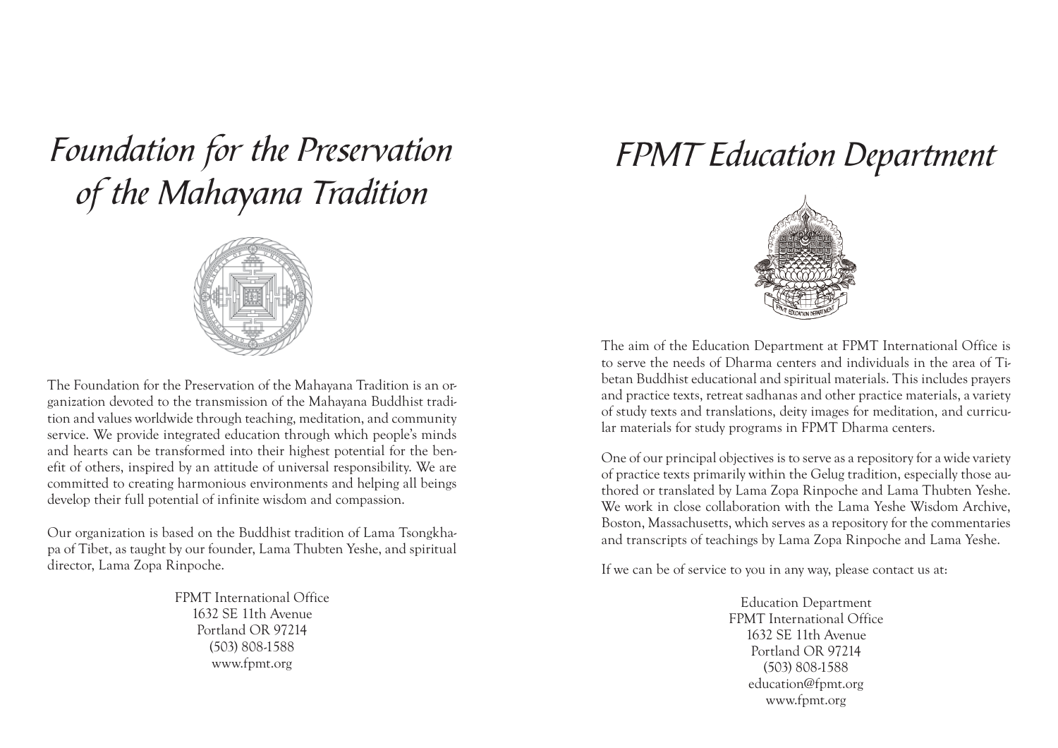# Foundation for the Preservation of the Mahayana Tradition

The Foundation for the Preservation of the Mahayana Tradition is an organization devoted to the transmission of the Mahayana Buddhist tradition and values worldwide through teaching, meditation, and community service. We provide integrated education through which people's minds and hearts can be transformed into their highest potential for the benefit of others, inspired by an attitude of universal responsibility. We are committed to creating harmonious environments and helping all beings develop their full potential of infinite wisdom and compassion.

Our organization is based on the Buddhist tradition of Lama Tsongkhapa of Tibet, as taught by our founder, Lama Thubten Yeshe, and spiritual director, Lama Zopa Rinpoche.

FPMT International Office
1632 SE 11th Avenue
Portland OR 97214
(503) 808-1588
www.fpmt.org

# FPMT Education Department

The aim of the Education Department at FPMT International Office is to serve the needs of Dharma centers and individuals in the area of Tibetan Buddhist educational and spiritual materials. This includes prayers and practice texts, retreat sadhanas and other practice materials, a variety of study texts and translations, deity images for meditation, and curricular materials for study programs in FPMT Dharma centers.

One of our principal objectives is to serve as a repository for a wide variety of practice texts primarily within the Gelug tradition, especially those authored or translated by Lama Zopa Rinpoche and Lama Thubten Yeshe. We work in close collaboration with the Lama Yeshe Wisdom Archive, Boston, Massachusetts, which serves as a repository for the commentaries and transcripts of teachings by Lama Zopa Rinpoche and Lama Yeshe.

If we can be of service to you in any way, please contact us at:

Education Department
FPMT International Office
1632 SE 11th Avenue
Portland OR 97214
(503) 808-1588
education@fpmt.org
www.fpmt.org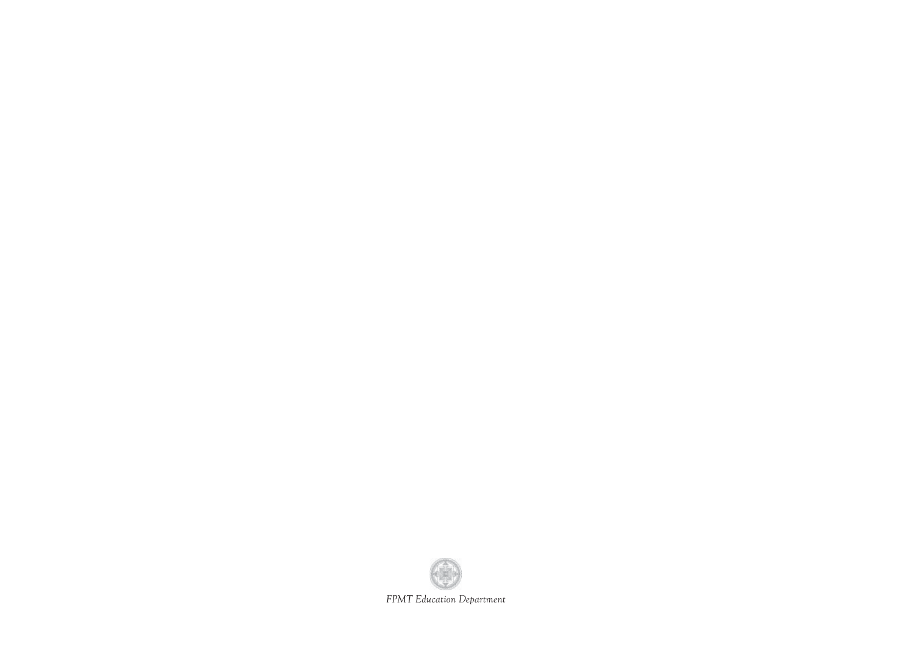*FPMT Education Department*